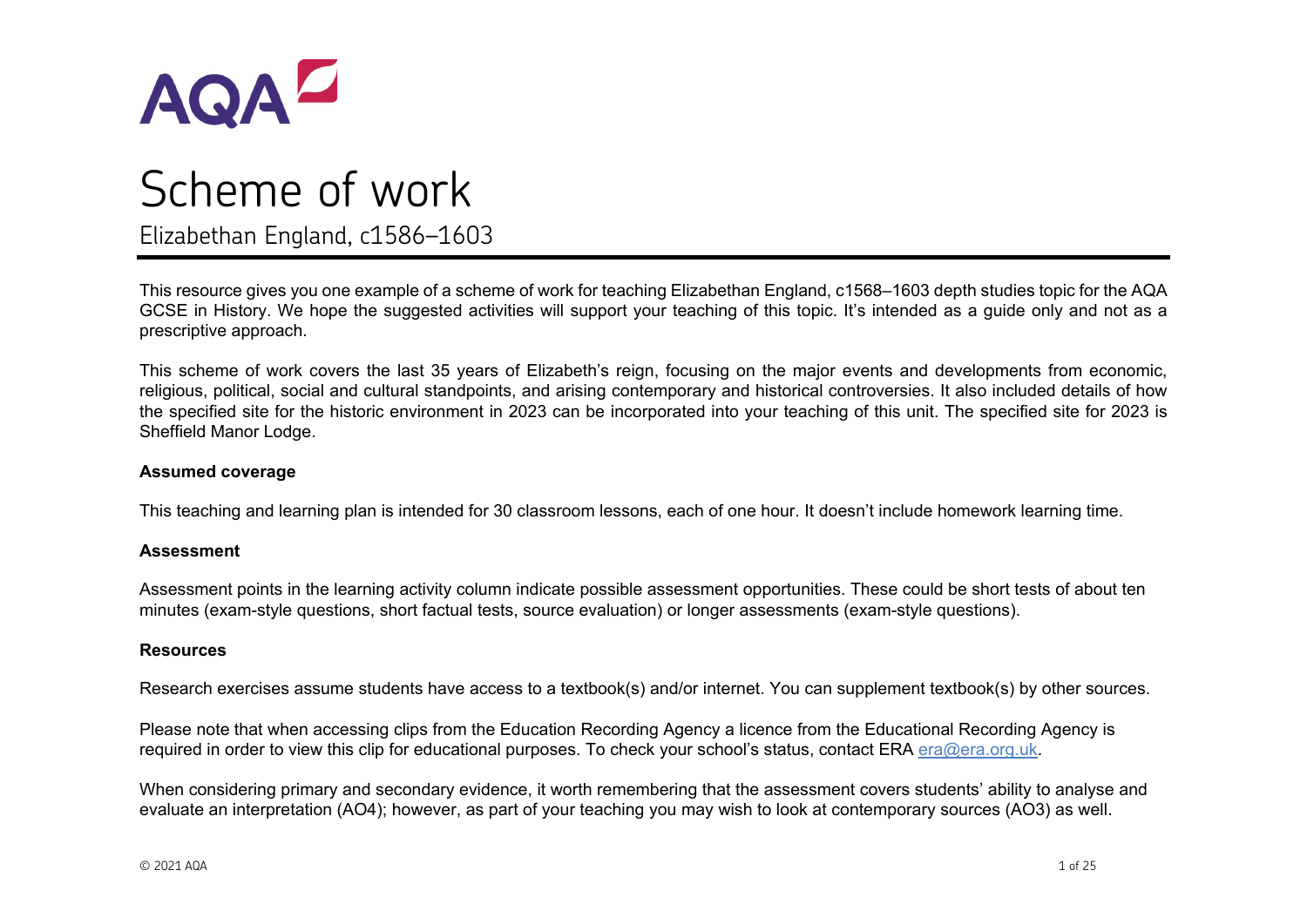AQA

# Scheme of work

## Elizabethan England, c1586–1603

This resource gives you one example of a scheme of work for teaching Elizabethan England, c1568–1603 depth studies topic for the AQA GCSE in History. We hope the suggested activities will support your teaching of this topic. It's intended as a guide only and not as a prescriptive approach.

This scheme of work covers the last 35 years of Elizabeth's reign, focusing on the major events and developments from economic, religious, political, social and cultural standpoints, and arising contemporary and historical controversies. It also included details of how the specified site for the historic environment in 2023 can be incorporated into your teaching of this unit. The specified site for 2023 is Sheffield Manor Lodge.

**Assumed coverage**

This teaching and learning plan is intended for 30 classroom lessons, each of one hour. It doesn't include homework learning time.

**Assessment**

Assessment points in the learning activity column indicate possible assessment opportunities. These could be short tests of about ten minutes (exam-style questions, short factual tests, source evaluation) or longer assessments (exam-style questions).

**Resources**

Research exercises assume students have access to a textbook(s) and/or internet. You can supplement textbook(s) by other sources.

Please note that when accessing clips from the Education Recording Agency a licence from the Educational Recording Agency is required in order to view this clip for educational purposes. To check your school's status, contact ERA era@era.org.uk.

When considering primary and secondary evidence, it worth remembering that the assessment covers students' ability to analyse and evaluate an interpretation (AO4); however, as part of your teaching you may wish to look at contemporary sources (AO3) as well.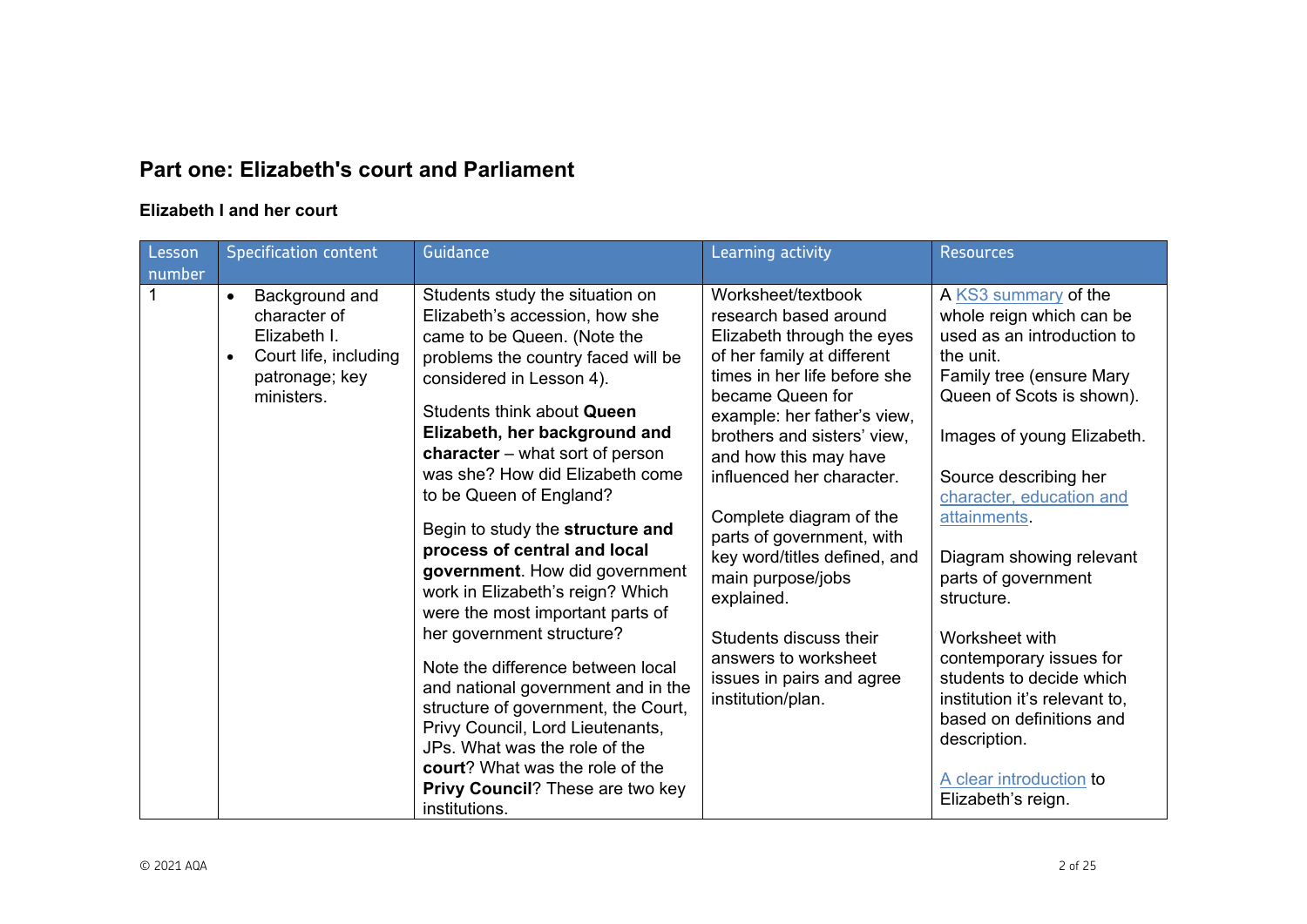## Part one: Elizabeth's court and Parliament

### Elizabeth I and her court

| Lesson number | Specification content | Guidance | Learning activity | Resources |
| --- | --- | --- | --- | --- |
| 1 | <ul><li>Background and character of Elizabeth I.</li><li>Court life, including patronage; key ministers.</li></ul> | Students study the situation on Elizabeth's accession, how she came to be Queen. (Note the problems the country faced will be considered in Lesson 4).<br><br>Students think about **Queen Elizabeth, her background and character** – what sort of person was she? How did Elizabeth come to be Queen of England?<br><br>Begin to study the **structure and process of central and local government**. How did government work in Elizabeth's reign? Which were the most important parts of her government structure?<br><br>Note the difference between local and national government and in the structure of government, the Court, Privy Council, Lord Lieutenants, JPs. What was the role of the **court**? What was the role of the **Privy Council**? These are two key institutions. | Worksheet/textbook research based around Elizabeth through the eyes of her family at different times in her life before she became Queen for example: her father's view, brothers and sisters' view, and how this may have influenced her character.<br><br>Complete diagram of the parts of government, with key word/titles defined, and main purpose/jobs explained.<br><br>Students discuss their answers to worksheet issues in pairs and agree institution/plan. | A KS3 summary of the whole reign which can be used as an introduction to the unit.<br>Family tree (ensure Mary Queen of Scots is shown).<br><br>Images of young Elizabeth.<br><br>Source describing her character, education and attainments.<br><br>Diagram showing relevant parts of government structure.<br><br>Worksheet with contemporary issues for students to decide which institution it's relevant to, based on definitions and description.<br><br>A clear introduction to Elizabeth's reign. |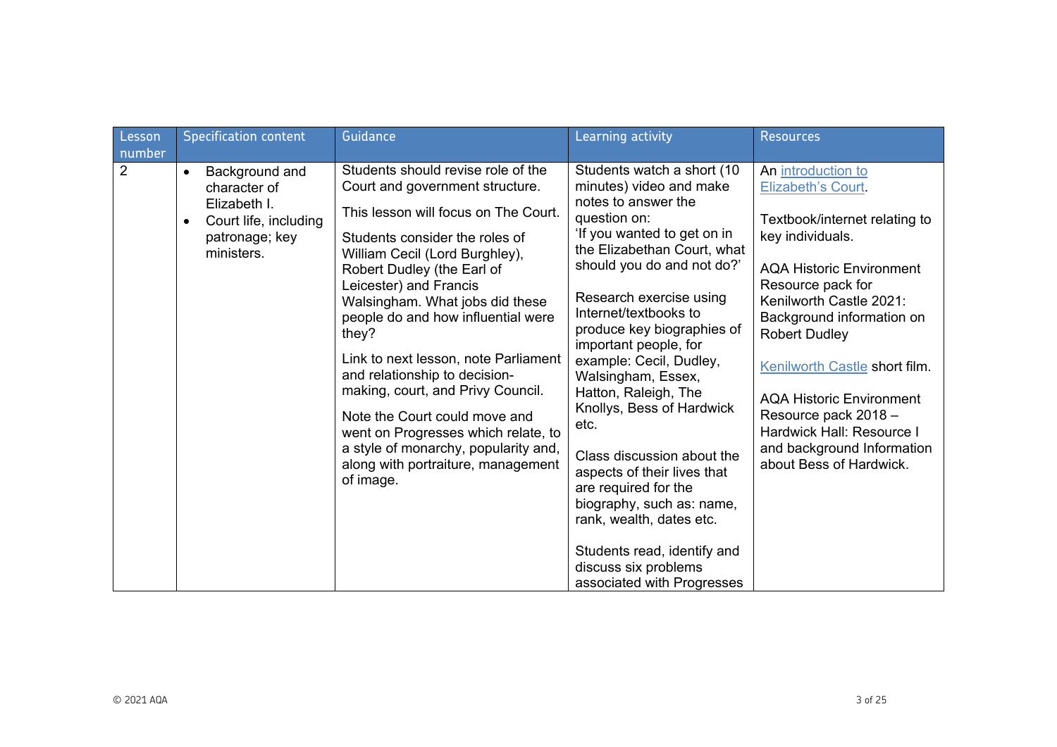| Lesson number | Specification content | Guidance | Learning activity | Resources |
|---|---|---|---|---|
| 2 | • Background and character of Elizabeth I.<br>• Court life, including patronage; key ministers. | Students should revise role of the Court and government structure.<br><br>This lesson will focus on The Court.<br><br>Students consider the roles of William Cecil (Lord Burghley), Robert Dudley (the Earl of Leicester) and Francis Walsingham. What jobs did these people do and how influential were they?<br><br>Link to next lesson, note Parliament and relationship to decision-making, court, and Privy Council.<br><br>Note the Court could move and went on Progresses which relate, to a style of monarchy, popularity and, along with portraiture, management of image. | Students watch a short (10 minutes) video and make notes to answer the question on:<br>'If you wanted to get on in the Elizabethan Court, what should you do and not do?'<br><br>Research exercise using Internet/textbooks to produce key biographies of important people, for example: Cecil, Dudley, Walsingham, Essex, Hatton, Raleigh, The Knollys, Bess of Hardwick etc.<br><br>Class discussion about the aspects of their lives that are required for the biography, such as: name, rank, wealth, dates etc.<br><br>Students read, identify and discuss six problems associated with Progresses | An introduction to Elizabeth's Court.<br><br>Textbook/internet relating to key individuals.<br><br>AQA Historic Environment Resource pack for Kenilworth Castle 2021: Background information on Robert Dudley<br><br>Kenilworth Castle short film.<br><br>AQA Historic Environment Resource pack 2018 – Hardwick Hall: Resource I and background Information about Bess of Hardwick. |

© 2021 AQA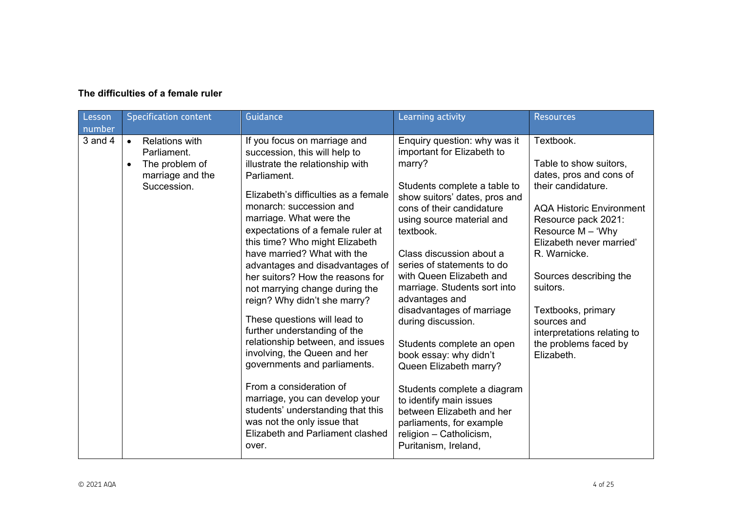**The difficulties of a female ruler**

| Lesson number | Specification content | Guidance | Learning activity | Resources |
|---|---|---|---|---|
| 3 and 4 | • Relations with Parliament.<br>• The problem of marriage and the Succession. | If you focus on marriage and succession, this will help to illustrate the relationship with Parliament.<br><br>Elizabeth's difficulties as a female monarch: succession and marriage. What were the expectations of a female ruler at this time? Who might Elizabeth have married? What with the advantages and disadvantages of her suitors? How the reasons for not marrying change during the reign? Why didn't she marry?<br><br>These questions will lead to further understanding of the relationship between, and issues involving, the Queen and her governments and parliaments.<br><br>From a consideration of marriage, you can develop your students' understanding that this was not the only issue that Elizabeth and Parliament clashed over. | Enquiry question: why was it important for Elizabeth to marry?<br><br>Students complete a table to show suitors' dates, pros and cons of their candidature using source material and textbook.<br><br>Class discussion about a series of statements to do with Queen Elizabeth and marriage. Students sort into advantages and disadvantages of marriage during discussion.<br><br>Students complete an open book essay: why didn't Queen Elizabeth marry?<br><br>Students complete a diagram to identify main issues between Elizabeth and her parliaments, for example religion – Catholicism, Puritanism, Ireland, | Textbook.<br><br>Table to show suitors, dates, pros and cons of their candidature.<br><br>AQA Historic Environment Resource pack 2021: Resource M – 'Why Elizabeth never married' R. Warnicke.<br><br>Sources describing the suitors.<br><br>Textbooks, primary sources and interpretations relating to the problems faced by Elizabeth. |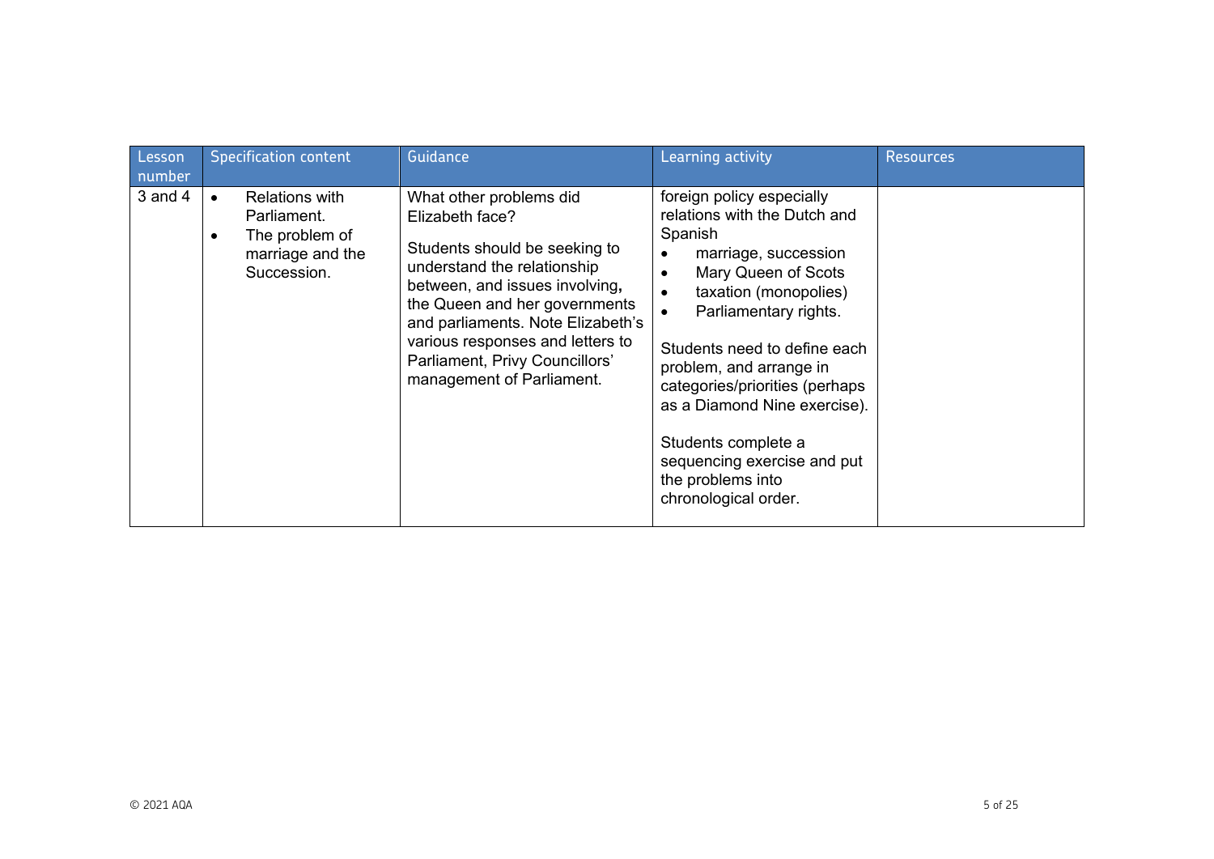| Lesson number | Specification content | Guidance | Learning activity | Resources |
|---|---|---|---|---|
| 3 and 4 | • Relations with Parliament.<br>• The problem of marriage and the Succession. | What other problems did Elizabeth face?<br><br>Students should be seeking to understand the relationship between, and issues involving, the Queen and her governments and parliaments. Note Elizabeth's various responses and letters to Parliament, Privy Councillors' management of Parliament. | foreign policy especially relations with the Dutch and Spanish<br>• marriage, succession<br>• Mary Queen of Scots<br>• taxation (monopolies)<br>• Parliamentary rights.<br><br>Students need to define each problem, and arrange in categories/priorities (perhaps as a Diamond Nine exercise).<br><br>Students complete a sequencing exercise and put the problems into chronological order. | |

© 2021 AQA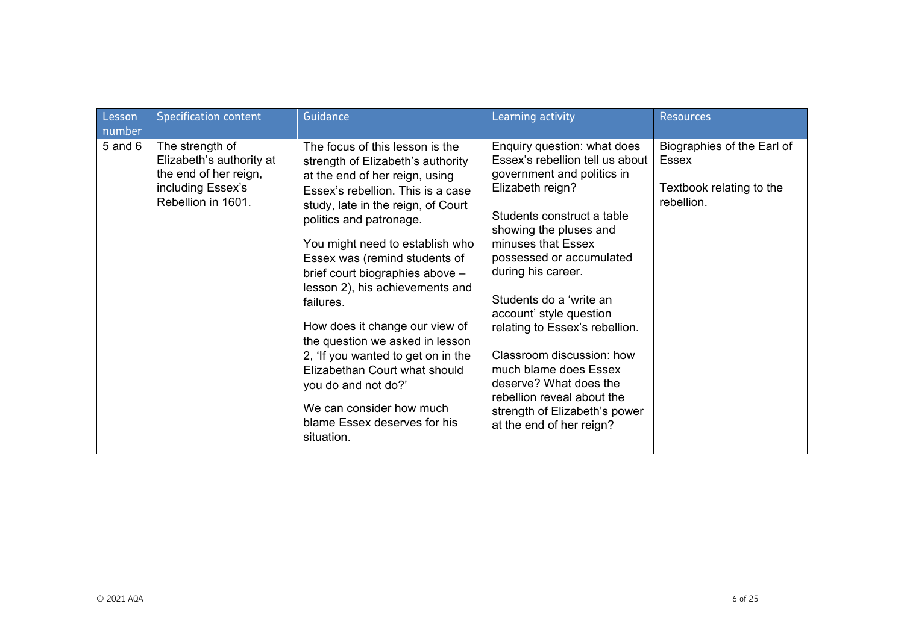| Lesson number | Specification content | Guidance | Learning activity | Resources |
|---|---|---|---|---|
| 5 and 6 | The strength of Elizabeth's authority at the end of her reign, including Essex's Rebellion in 1601. | The focus of this lesson is the strength of Elizabeth's authority at the end of her reign, using Essex's rebellion. This is a case study, late in the reign, of Court politics and patronage.<br><br>You might need to establish who Essex was (remind students of brief court biographies above – lesson 2), his achievements and failures.<br><br>How does it change our view of the question we asked in lesson 2, 'If you wanted to get on in the Elizabethan Court what should you do and not do?'<br><br>We can consider how much blame Essex deserves for his situation. | Enquiry question: what does Essex's rebellion tell us about government and politics in Elizabeth reign?<br><br>Students construct a table showing the pluses and minuses that Essex possessed or accumulated during his career.<br><br>Students do a 'write an account' style question relating to Essex's rebellion.<br><br>Classroom discussion: how much blame does Essex deserve? What does the rebellion reveal about the strength of Elizabeth's power at the end of her reign? | Biographies of the Earl of Essex<br><br>Textbook relating to the rebellion. |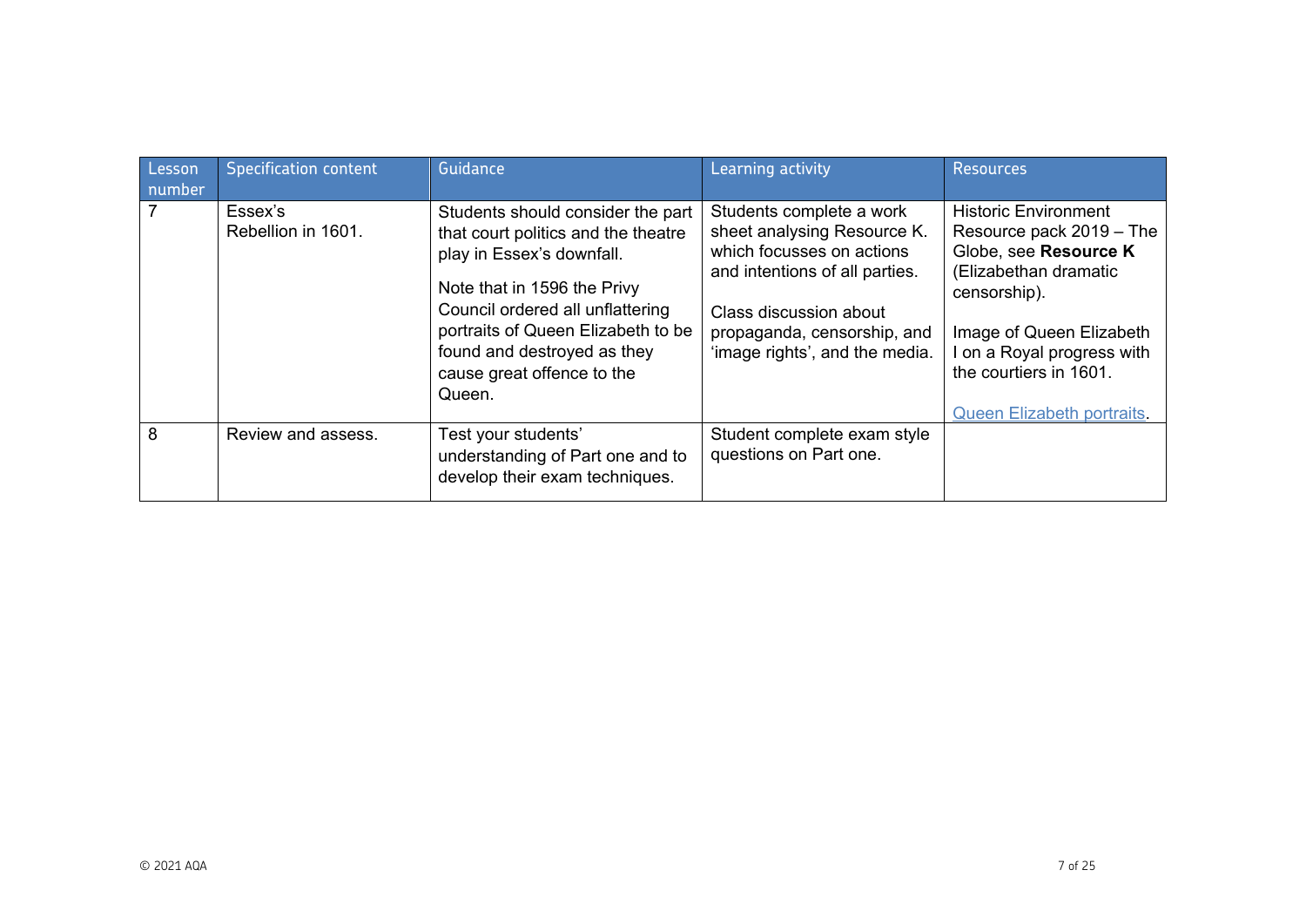| Lesson number | Specification content | Guidance | Learning activity | Resources |
|---|---|---|---|---|
| 7 | Essex's Rebellion in 1601. | Students should consider the part that court politics and the theatre play in Essex's downfall.<br><br>Note that in 1596 the Privy Council ordered all unflattering portraits of Queen Elizabeth to be found and destroyed as they cause great offence to the Queen. | Students complete a work sheet analysing Resource K. which focusses on actions and intentions of all parties.<br><br>Class discussion about propaganda, censorship, and 'image rights', and the media. | Historic Environment Resource pack 2019 – The Globe, see **Resource K** (Elizabethan dramatic censorship).<br><br>Image of Queen Elizabeth I on a Royal progress with the courtiers in 1601.<br><br>Queen Elizabeth portraits. |
| 8 | Review and assess. | Test your students' understanding of Part one and to develop their exam techniques. | Student complete exam style questions on Part one. | |

© 2021 AQA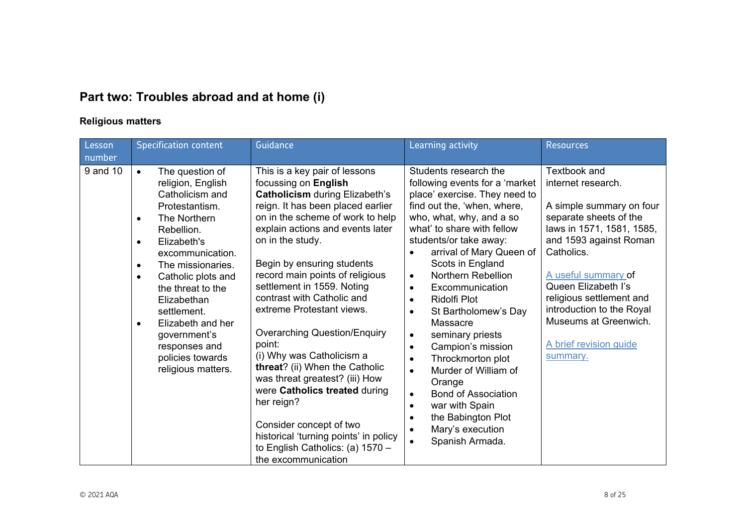## Part two: Troubles abroad and at home (i)

### Religious matters

| Lesson number | Specification content | Guidance | Learning activity | Resources |
|---|---|---|---|---|
| 9 and 10 | • The question of religion, English Catholicism and Protestantism.<br>• The Northern Rebellion.<br>• Elizabeth's excommunication.<br>• The missionaries.<br>• Catholic plots and the threat to the Elizabethan settlement.<br>• Elizabeth and her government's responses and policies towards religious matters. | This is a key pair of lessons focussing on **English Catholicism** during Elizabeth's reign. It has been placed earlier on in the scheme of work to help explain actions and events later on in the study.<br><br>Begin by ensuring students record main points of religious settlement in 1559. Noting contrast with Catholic and extreme Protestant views.<br><br>Overarching Question/Enquiry point:<br>(i) Why was Catholicism a **threat**? (ii) When the Catholic was threat greatest? (iii) How were **Catholics treated** during her reign?<br><br>Consider concept of two historical 'turning points' in policy to English Catholics: (a) 1570 – the excommunication | Students research the following events for a 'market place' exercise. They need to find out the, 'when, where, who, what, why, and a so what' to share with fellow students/or take away:<br>• arrival of Mary Queen of Scots in England<br>• Northern Rebellion<br>• Excommunication<br>• Ridolfi Plot<br>• St Bartholomew's Day Massacre<br>• seminary priests<br>• Campion's mission<br>• Throckmorton plot<br>• Murder of William of Orange<br>• Bond of Association<br>• war with Spain<br>• the Babington Plot<br>• Mary's execution<br>• Spanish Armada. | Textbook and internet research.<br><br>A simple summary on four separate sheets of the laws in 1571, 1581, 1585, and 1593 against Roman Catholics.<br><br>A useful summary of Queen Elizabeth I's religious settlement and introduction to the Royal Museums at Greenwich.<br><br>A brief revision guide summary. |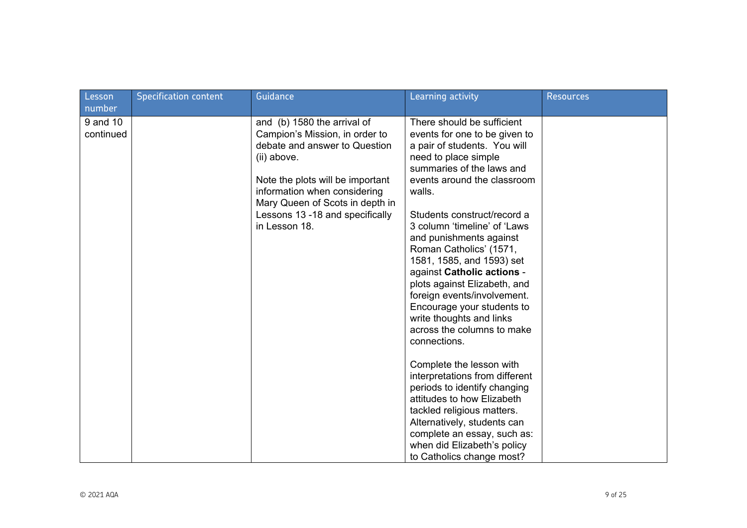| Lesson number | Specification content | Guidance | Learning activity | Resources |
| --- | --- | --- | --- | --- |
| 9 and 10 continued | | and (b) 1580 the arrival of Campion's Mission, in order to debate and answer to Question (ii) above.<br><br>Note the plots will be important information when considering Mary Queen of Scots in depth in Lessons 13 -18 and specifically in Lesson 18. | There should be sufficient events for one to be given to a pair of students. You will need to place simple summaries of the laws and events around the classroom walls.<br><br>Students construct/record a 3 column 'timeline' of 'Laws and punishments against Roman Catholics' (1571, 1581, 1585, and 1593) set against **Catholic actions** - plots against Elizabeth, and foreign events/involvement. Encourage your students to write thoughts and links across the columns to make connections.<br><br>Complete the lesson with interpretations from different periods to identify changing attitudes to how Elizabeth tackled religious matters. Alternatively, students can complete an essay, such as: when did Elizabeth's policy to Catholics change most? | |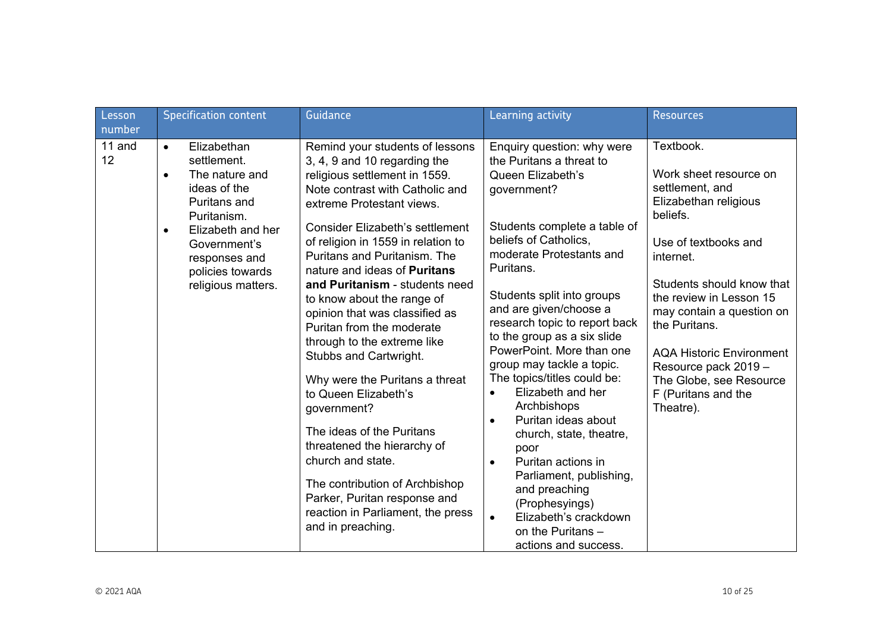| Lesson number | Specification content | Guidance | Learning activity | Resources |
|---|---|---|---|---|
| 11 and 12 | • Elizabethan settlement.<br>• The nature and ideas of the Puritans and Puritanism.<br>• Elizabeth and her Government's responses and policies towards religious matters. | Remind your students of lessons 3, 4, 9 and 10 regarding the religious settlement in 1559. Note contrast with Catholic and extreme Protestant views.<br><br>Consider Elizabeth's settlement of religion in 1559 in relation to Puritans and Puritanism. The nature and ideas of **Puritans and Puritanism** - students need to know about the range of opinion that was classified as Puritan from the moderate through to the extreme like Stubbs and Cartwright.<br><br>Why were the Puritans a threat to Queen Elizabeth's government?<br><br>The ideas of the Puritans threatened the hierarchy of church and state.<br><br>The contribution of Archbishop Parker, Puritan response and reaction in Parliament, the press and in preaching. | Enquiry question: why were the Puritans a threat to Queen Elizabeth's government?<br><br>Students complete a table of beliefs of Catholics, moderate Protestants and Puritans.<br><br>Students split into groups and are given/choose a research topic to report back to the group as a six slide PowerPoint. More than one group may tackle a topic. The topics/titles could be:<br>• Elizabeth and her Archbishops<br>• Puritan ideas about church, state, theatre, poor<br>• Puritan actions in Parliament, publishing, and preaching (Prophesyings)<br>• Elizabeth's crackdown on the Puritans – actions and success. | Textbook.<br><br>Work sheet resource on settlement, and Elizabethan religious beliefs.<br><br>Use of textbooks and internet.<br><br>Students should know that the review in Lesson 15 may contain a question on the Puritans.<br><br>AQA Historic Environment Resource pack 2019 – The Globe, see Resource F (Puritans and the Theatre). |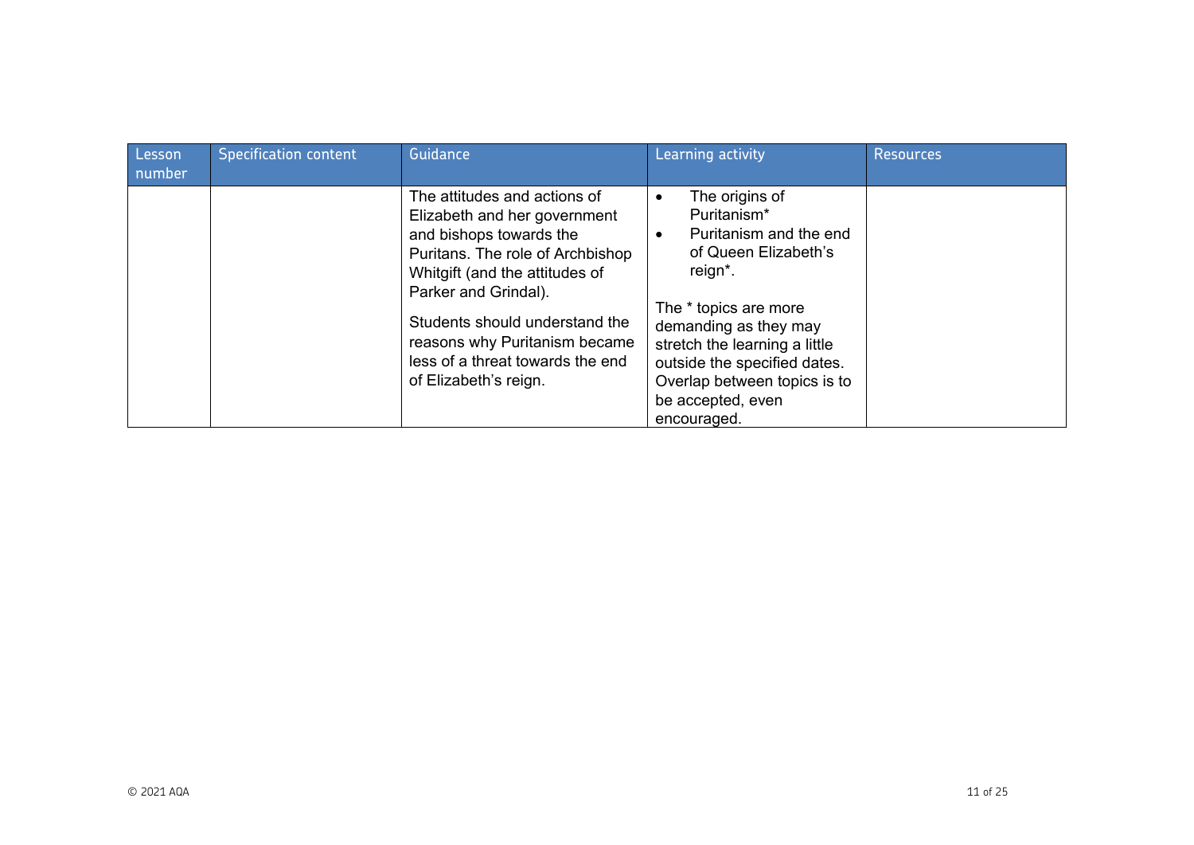| Lesson number | Specification content | Guidance | Learning activity | Resources |
|---|---|---|---|---|
| | | The attitudes and actions of Elizabeth and her government and bishops towards the Puritans. The role of Archbishop Whitgift (and the attitudes of Parker and Grindal).<br><br>Students should understand the reasons why Puritanism became less of a threat towards the end of Elizabeth's reign. | • The origins of Puritanism*<br>• Puritanism and the end of Queen Elizabeth's reign*.<br><br>The * topics are more demanding as they may stretch the learning a little outside the specified dates. Overlap between topics is to be accepted, even encouraged. | |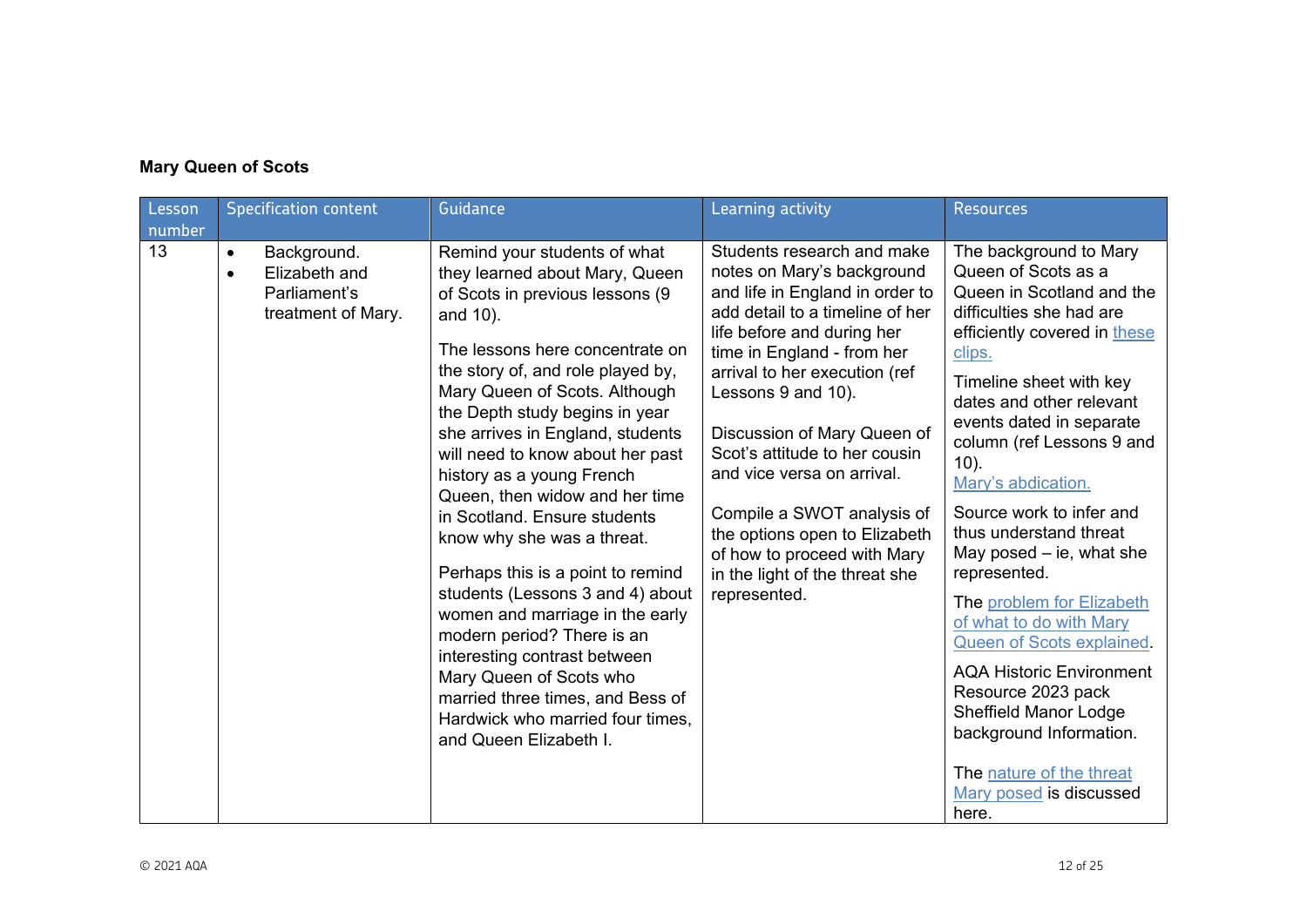**Mary Queen of Scots**

| Lesson number | Specification content | Guidance | Learning activity | Resources |
|---|---|---|---|---|
| 13 | • Background.<br>• Elizabeth and Parliament's treatment of Mary. | Remind your students of what they learned about Mary, Queen of Scots in previous lessons (9 and 10).<br><br>The lessons here concentrate on the story of, and role played by, Mary Queen of Scots. Although the Depth study begins in year she arrives in England, students will need to know about her past history as a young French Queen, then widow and her time in Scotland. Ensure students know why she was a threat.<br><br>Perhaps this is a point to remind students (Lessons 3 and 4) about women and marriage in the early modern period? There is an interesting contrast between Mary Queen of Scots who married three times, and Bess of Hardwick who married four times, and Queen Elizabeth I. | Students research and make notes on Mary's background and life in England in order to add detail to a timeline of her life before and during her time in England - from her arrival to her execution (ref Lessons 9 and 10).<br><br>Discussion of Mary Queen of Scot's attitude to her cousin and vice versa on arrival.<br><br>Compile a SWOT analysis of the options open to Elizabeth of how to proceed with Mary in the light of the threat she represented. | The background to Mary Queen of Scots as a Queen in Scotland and the difficulties she had are efficiently covered in these clips.<br><br>Timeline sheet with key dates and other relevant events dated in separate column (ref Lessons 9 and 10).<br>Mary's abdication.<br><br>Source work to infer and thus understand threat May posed – ie, what she represented.<br><br>The problem for Elizabeth of what to do with Mary Queen of Scots explained.<br><br>AQA Historic Environment Resource 2023 pack Sheffield Manor Lodge background Information.<br><br>The nature of the threat Mary posed is discussed here. |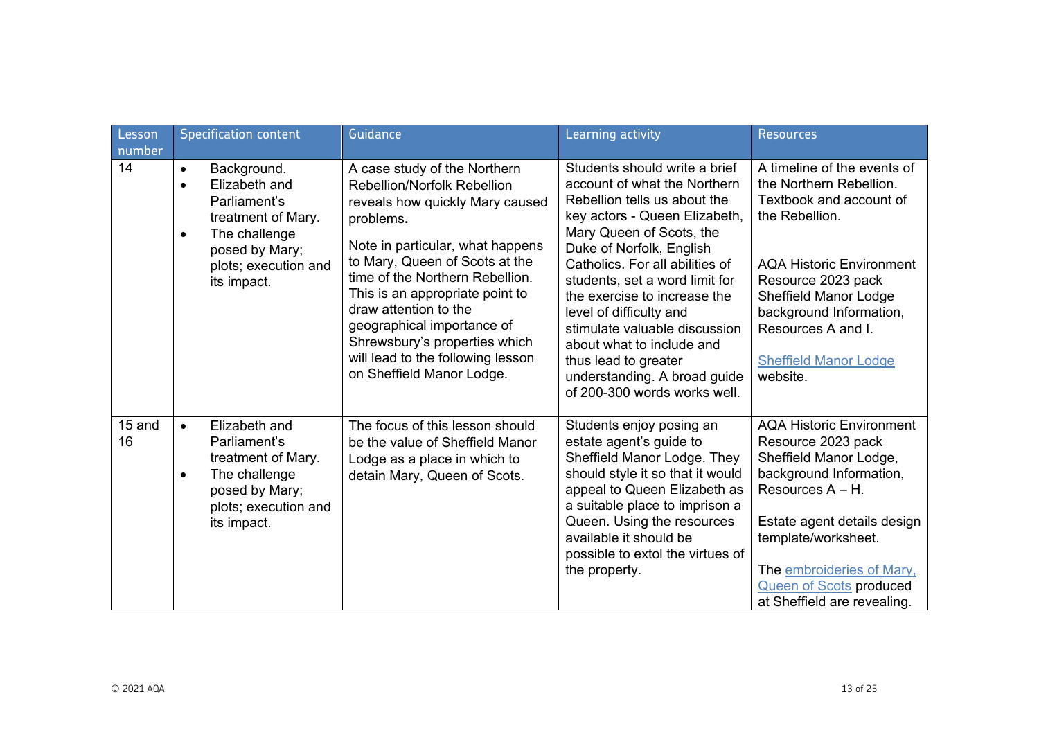| Lesson number | Specification content | Guidance | Learning activity | Resources |
|---|---|---|---|---|
| 14 | • Background.<br>• Elizabeth and Parliament's treatment of Mary.<br>• The challenge posed by Mary; plots; execution and its impact. | A case study of the Northern Rebellion/Norfolk Rebellion reveals how quickly Mary caused problems.<br><br>Note in particular, what happens to Mary, Queen of Scots at the time of the Northern Rebellion. This is an appropriate point to draw attention to the geographical importance of Shrewsbury's properties which will lead to the following lesson on Sheffield Manor Lodge. | Students should write a brief account of what the Northern Rebellion tells us about the key actors - Queen Elizabeth, Mary Queen of Scots, the Duke of Norfolk, English Catholics. For all abilities of students, set a word limit for the exercise to increase the level of difficulty and stimulate valuable discussion about what to include and thus lead to greater understanding. A broad guide of 200-300 words works well. | A timeline of the events of the Northern Rebellion. Textbook and account of the Rebellion.<br><br>AQA Historic Environment Resource 2023 pack Sheffield Manor Lodge background Information, Resources A and I.<br><br>Sheffield Manor Lodge website. |
| 15 and 16 | • Elizabeth and Parliament's treatment of Mary.<br>• The challenge posed by Mary; plots; execution and its impact. | The focus of this lesson should be the value of Sheffield Manor Lodge as a place in which to detain Mary, Queen of Scots. | Students enjoy posing an estate agent's guide to Sheffield Manor Lodge. They should style it so that it would appeal to Queen Elizabeth as a suitable place to imprison a Queen. Using the resources available it should be possible to extol the virtues of the property. | AQA Historic Environment Resource 2023 pack Sheffield Manor Lodge, background Information, Resources A – H.<br><br>Estate agent details design template/worksheet.<br><br>The embroideries of Mary, Queen of Scots produced at Sheffield are revealing. |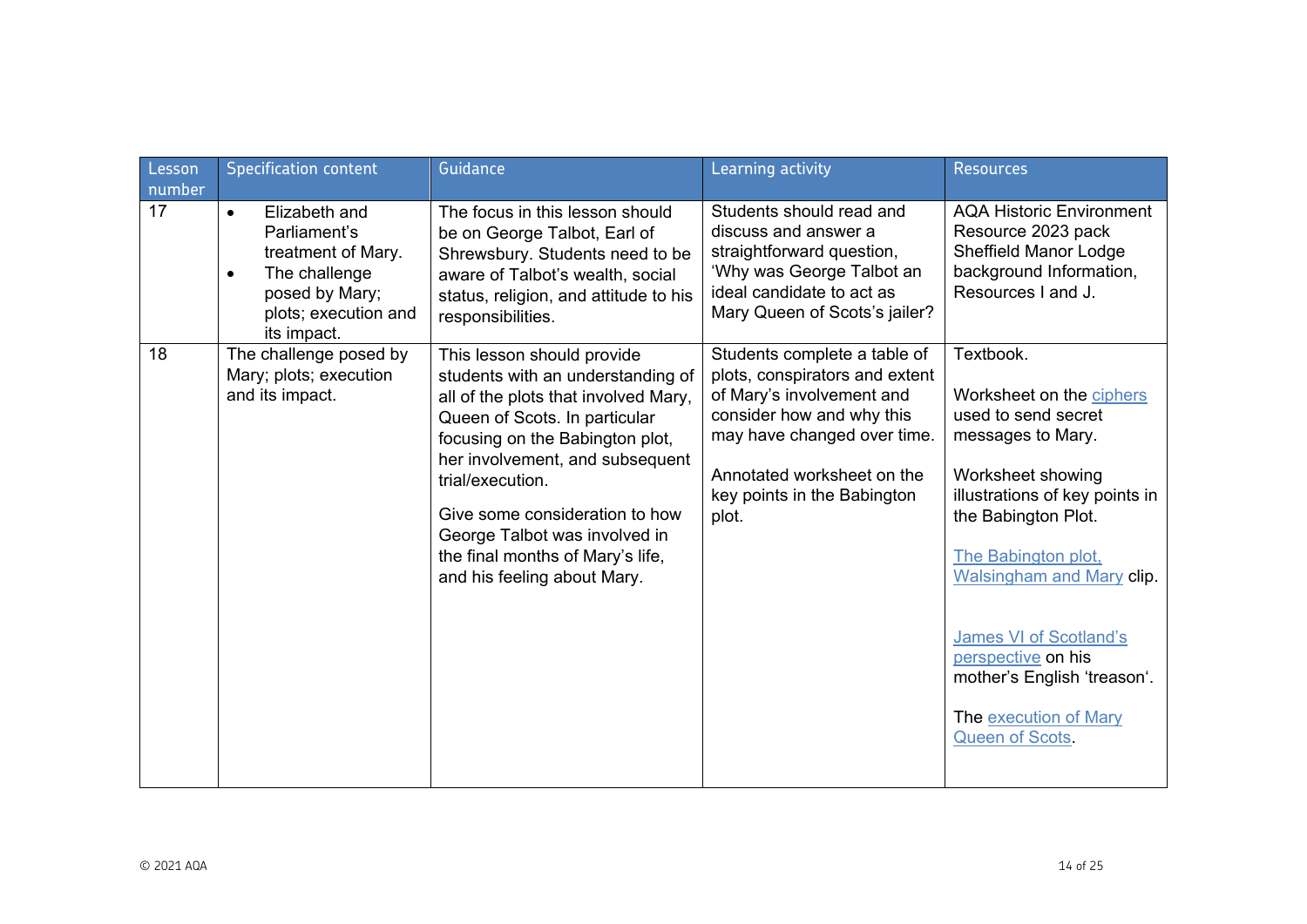| Lesson number | Specification content | Guidance | Learning activity | Resources |
| --- | --- | --- | --- | --- |
| 17 | • Elizabeth and Parliament's treatment of Mary.<br>• The challenge posed by Mary; plots; execution and its impact. | The focus in this lesson should be on George Talbot, Earl of Shrewsbury. Students need to be aware of Talbot's wealth, social status, religion, and attitude to his responsibilities. | Students should read and discuss and answer a straightforward question, 'Why was George Talbot an ideal candidate to act as Mary Queen of Scots's jailer? | AQA Historic Environment Resource 2023 pack Sheffield Manor Lodge background Information, Resources I and J. |
| 18 | The challenge posed by Mary; plots; execution and its impact. | This lesson should provide students with an understanding of all of the plots that involved Mary, Queen of Scots. In particular focusing on the Babington plot, her involvement, and subsequent trial/execution.<br><br>Give some consideration to how George Talbot was involved in the final months of Mary's life, and his feeling about Mary. | Students complete a table of plots, conspirators and extent of Mary's involvement and consider how and why this may have changed over time.<br><br>Annotated worksheet on the key points in the Babington plot. | Textbook.<br><br>Worksheet on the ciphers used to send secret messages to Mary.<br><br>Worksheet showing illustrations of key points in the Babington Plot.<br><br>The Babington plot, Walsingham and Mary clip.<br><br>James VI of Scotland's perspective on his mother's English 'treason'.<br><br>The execution of Mary Queen of Scots. |

© 2021 AQA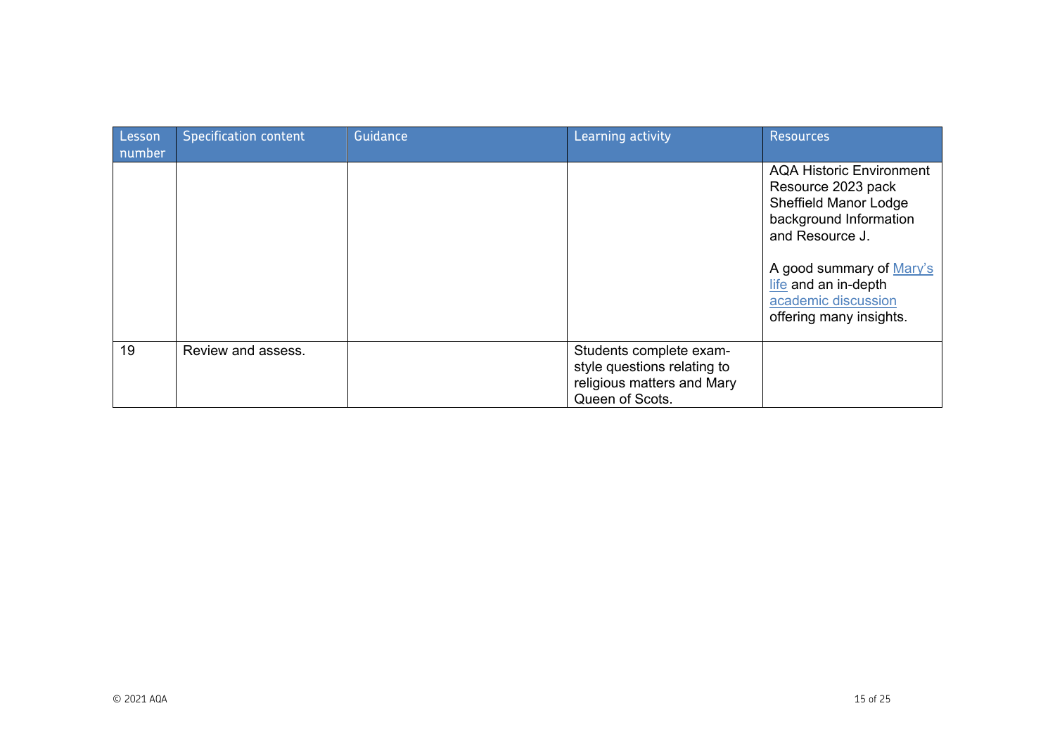| Lesson number | Specification content | Guidance | Learning activity | Resources |
| --- | --- | --- | --- | --- |
| | | | | AQA Historic Environment Resource 2023 pack Sheffield Manor Lodge background Information and Resource J.<br><br>A good summary of Mary's life and an in-depth academic discussion offering many insights. |
| 19 | Review and assess. | | Students complete exam-style questions relating to religious matters and Mary Queen of Scots. | |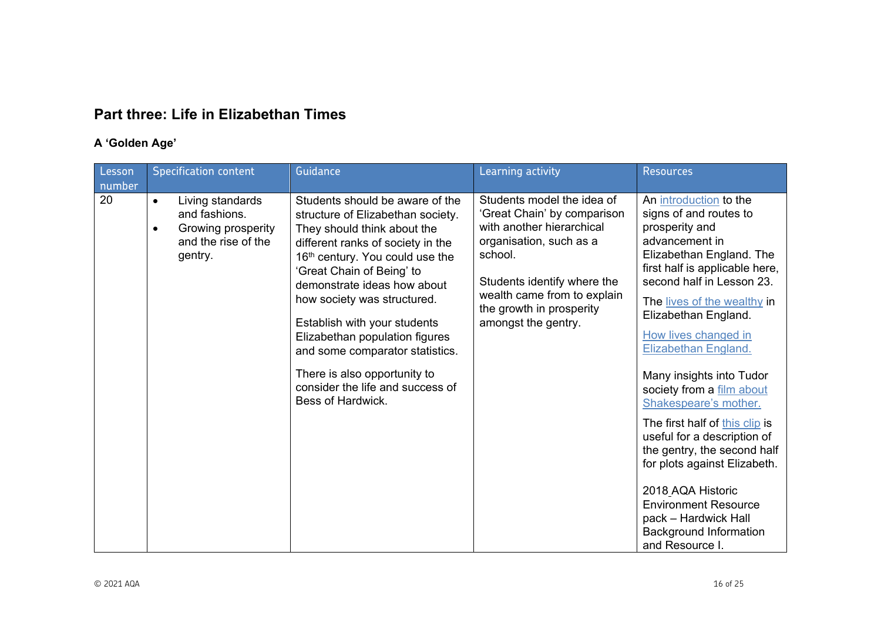## Part three: Life in Elizabethan Times

### A 'Golden Age'

| Lesson number | Specification content | Guidance | Learning activity | Resources |
|---|---|---|---|---|
| 20 | • Living standards and fashions.<br>• Growing prosperity and the rise of the gentry. | Students should be aware of the structure of Elizabethan society. They should think about the different ranks of society in the 16th century. You could use the 'Great Chain of Being' to demonstrate ideas how about how society was structured.<br><br>Establish with your students Elizabethan population figures and some comparator statistics.<br><br>There is also opportunity to consider the life and success of Bess of Hardwick. | Students model the idea of 'Great Chain' by comparison with another hierarchical organisation, such as a school.<br><br>Students identify where the wealth came from to explain the growth in prosperity amongst the gentry. | An introduction to the signs of and routes to prosperity and advancement in Elizabethan England. The first half is applicable here, second half in Lesson 23.<br><br>The lives of the wealthy in Elizabethan England.<br><br>How lives changed in Elizabethan England.<br><br>Many insights into Tudor society from a film about Shakespeare's mother.<br><br>The first half of this clip is useful for a description of the gentry, the second half for plots against Elizabeth.<br><br>2018 AQA Historic Environment Resource pack – Hardwick Hall Background Information and Resource I. |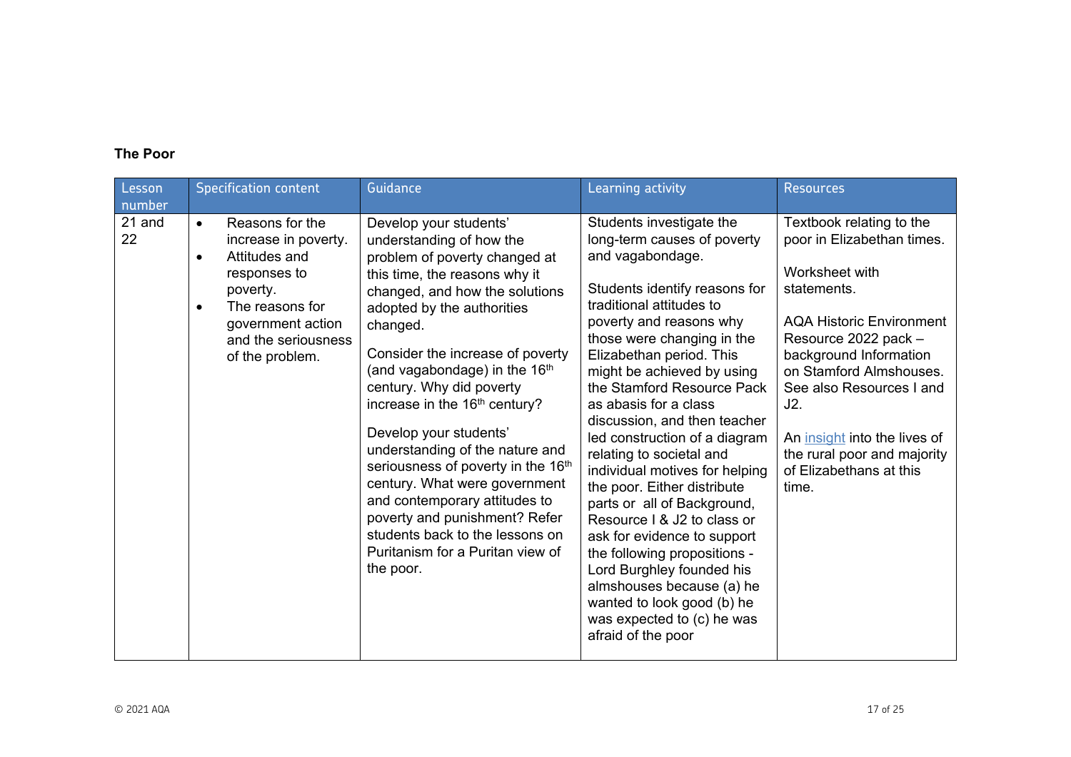**The Poor**

| Lesson number | Specification content | Guidance | Learning activity | Resources |
|---|---|---|---|---|
| 21 and 22 | • Reasons for the increase in poverty.<br>• Attitudes and responses to poverty.<br>• The reasons for government action and the seriousness of the problem. | Develop your students' understanding of how the problem of poverty changed at this time, the reasons why it changed, and how the solutions adopted by the authorities changed.<br><br>Consider the increase of poverty (and vagabondage) in the 16th century. Why did poverty increase in the 16th century?<br><br>Develop your students' understanding of the nature and seriousness of poverty in the 16th century. What were government and contemporary attitudes to poverty and punishment? Refer students back to the lessons on Puritanism for a Puritan view of the poor. | Students investigate the long-term causes of poverty and vagabondage.<br><br>Students identify reasons for traditional attitudes to poverty and reasons why those were changing in the Elizabethan period. This might be achieved by using the Stamford Resource Pack as abasis for a class discussion, and then teacher led construction of a diagram relating to societal and individual motives for helping the poor. Either distribute parts or all of Background, Resource I & J2 to class or ask for evidence to support the following propositions - Lord Burghley founded his almshouses because (a) he wanted to look good (b) he was expected to (c) he was afraid of the poor | Textbook relating to the poor in Elizabethan times.<br><br>Worksheet with statements.<br><br>AQA Historic Environment Resource 2022 pack – background Information on Stamford Almshouses. See also Resources I and J2.<br><br>An insight into the lives of the rural poor and majority of Elizabethans at this time. |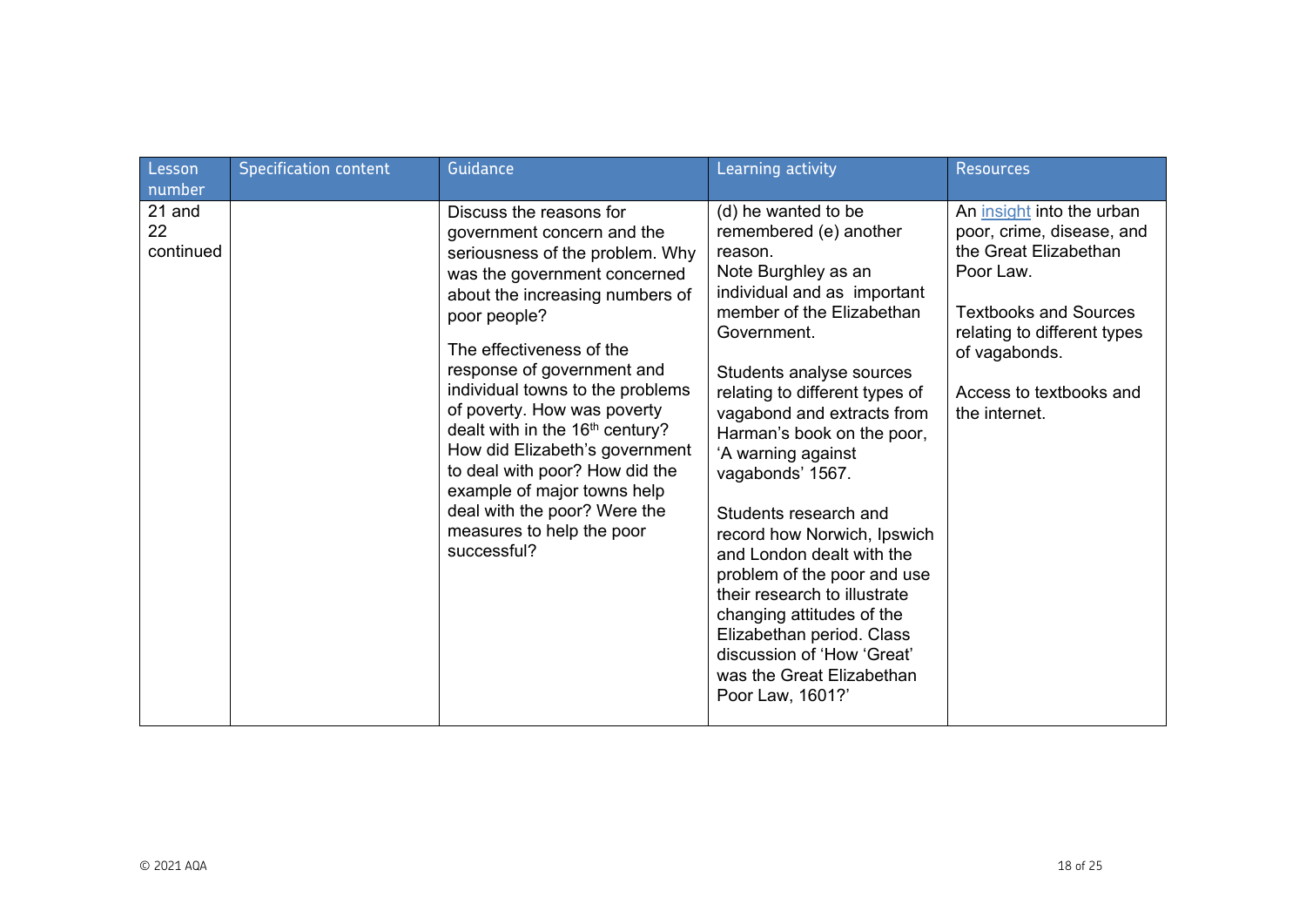| Lesson number | Specification content | Guidance | Learning activity | Resources |
|---|---|---|---|---|
| 21 and 22 continued | | Discuss the reasons for government concern and the seriousness of the problem. Why was the government concerned about the increasing numbers of poor people?<br><br>The effectiveness of the response of government and individual towns to the problems of poverty. How was poverty dealt with in the 16th century? How did Elizabeth's government to deal with poor? How did the example of major towns help deal with the poor? Were the measures to help the poor successful? | (d) he wanted to be remembered (e) another reason.<br>Note Burghley as an individual and as important member of the Elizabethan Government.<br><br>Students analyse sources relating to different types of vagabond and extracts from Harman's book on the poor, 'A warning against vagabonds' 1567.<br><br>Students research and record how Norwich, Ipswich and London dealt with the problem of the poor and use their research to illustrate changing attitudes of the Elizabethan period. Class discussion of 'How 'Great' was the Great Elizabethan Poor Law, 1601?' | An insight into the urban poor, crime, disease, and the Great Elizabethan Poor Law.<br><br>Textbooks and Sources relating to different types of vagabonds.<br><br>Access to textbooks and the internet. |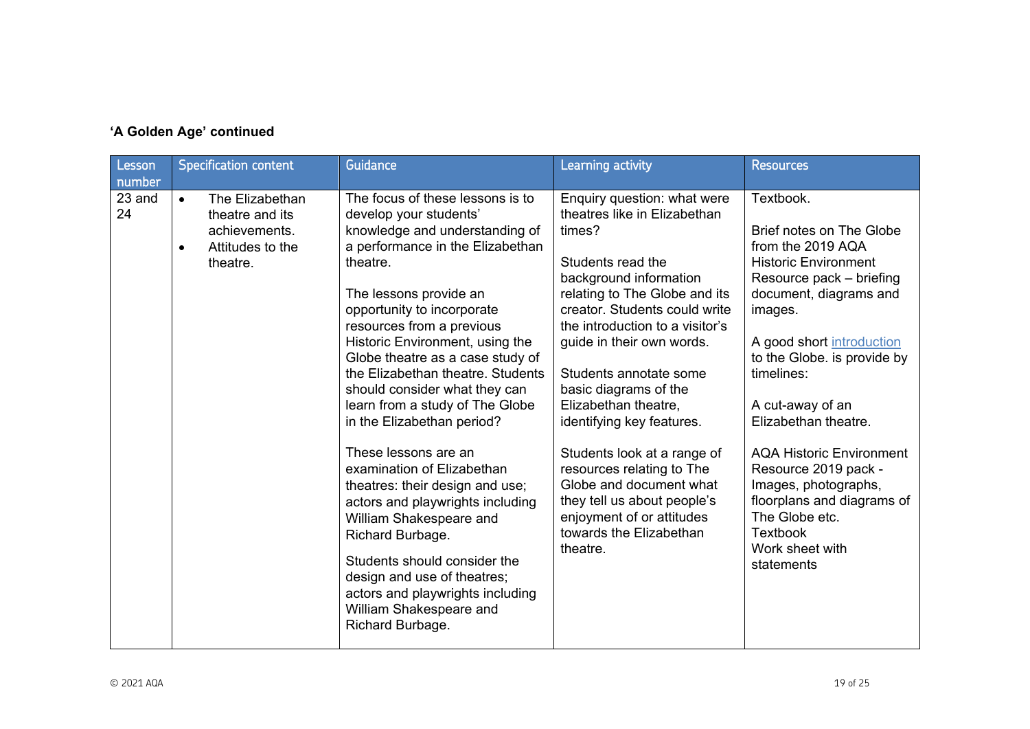**'A Golden Age' continued**

| Lesson number | Specification content | Guidance | Learning activity | Resources |
|---|---|---|---|---|
| 23 and 24 | • The Elizabethan theatre and its achievements.<br>• Attitudes to the theatre. | The focus of these lessons is to develop your students' knowledge and understanding of a performance in the Elizabethan theatre.<br><br>The lessons provide an opportunity to incorporate resources from a previous Historic Environment, using the Globe theatre as a case study of the Elizabethan theatre. Students should consider what they can learn from a study of The Globe in the Elizabethan period?<br><br>These lessons are an examination of Elizabethan theatres: their design and use; actors and playwrights including William Shakespeare and Richard Burbage.<br><br>Students should consider the design and use of theatres; actors and playwrights including William Shakespeare and Richard Burbage. | Enquiry question: what were theatres like in Elizabethan times?<br><br>Students read the background information relating to The Globe and its creator. Students could write the introduction to a visitor's guide in their own words.<br><br>Students annotate some basic diagrams of the Elizabethan theatre, identifying key features.<br><br>Students look at a range of resources relating to The Globe and document what they tell us about people's enjoyment of or attitudes towards the Elizabethan theatre. | Textbook.<br><br>Brief notes on The Globe from the 2019 AQA Historic Environment Resource pack – briefing document, diagrams and images.<br><br>A good short introduction to the Globe. is provide by timelines:<br><br>A cut-away of an Elizabethan theatre.<br><br>AQA Historic Environment Resource 2019 pack - Images, photographs, floorplans and diagrams of The Globe etc.<br>Textbook<br>Work sheet with statements |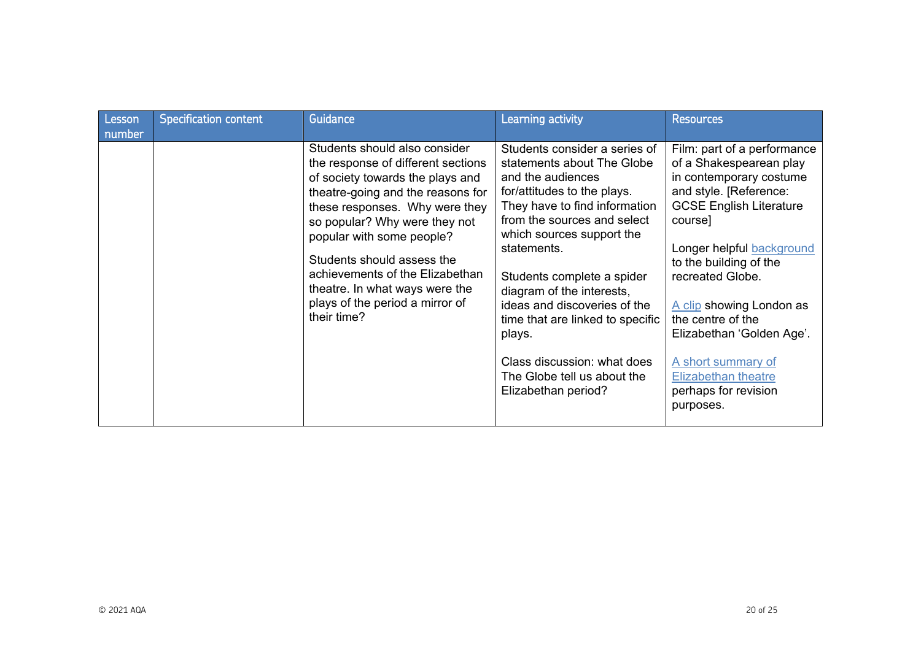| Lesson number | Specification content | Guidance | Learning activity | Resources |
|---|---|---|---|---|
| | | Students should also consider the response of different sections of society towards the plays and theatre-going and the reasons for these responses. Why were they so popular? Why were they not popular with some people?<br><br>Students should assess the achievements of the Elizabethan theatre. In what ways were the plays of the period a mirror of their time? | Students consider a series of statements about The Globe and the audiences for/attitudes to the plays. They have to find information from the sources and select which sources support the statements.<br><br>Students complete a spider diagram of the interests, ideas and discoveries of the time that are linked to specific plays.<br><br>Class discussion: what does The Globe tell us about the Elizabethan period? | Film: part of a performance of a Shakespearean play in contemporary costume and style. [Reference: GCSE English Literature course]<br><br>Longer helpful background to the building of the recreated Globe.<br><br>A clip showing London as the centre of the Elizabethan 'Golden Age'.<br><br>A short summary of Elizabethan theatre perhaps for revision purposes. |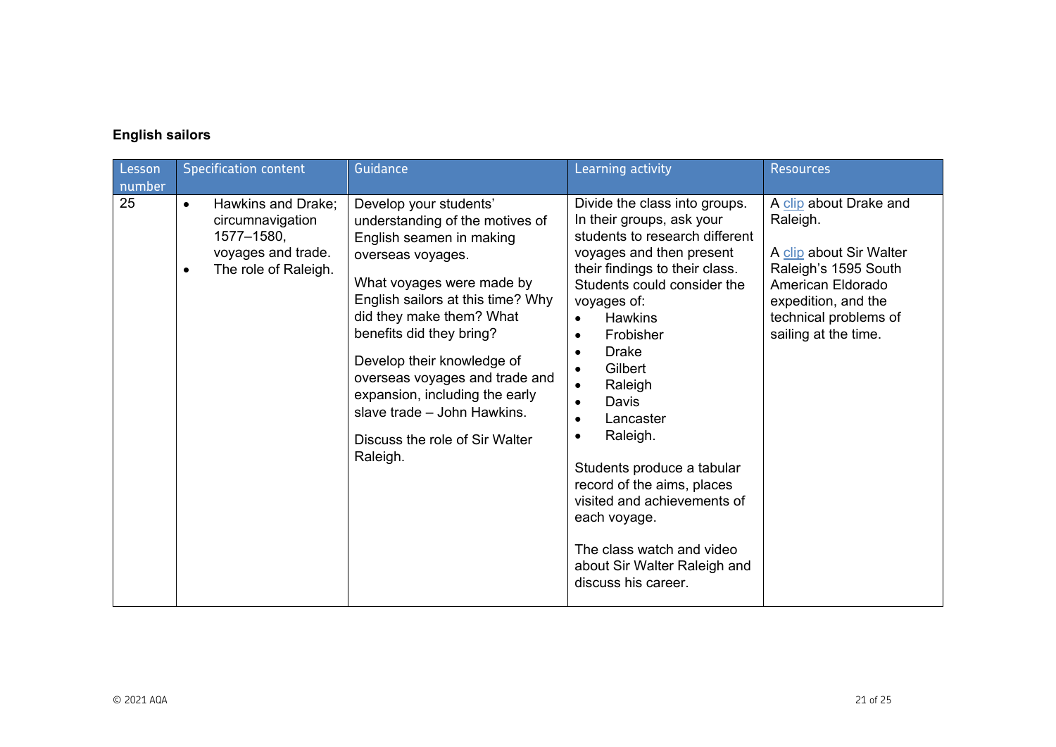**English sailors**

| Lesson number | Specification content | Guidance | Learning activity | Resources |
|---|---|---|---|---|
| 25 | <ul><li>Hawkins and Drake; circumnavigation 1577–1580, voyages and trade.</li><li>The role of Raleigh.</li></ul> | Develop your students' understanding of the motives of English seamen in making overseas voyages.<br><br>What voyages were made by English sailors at this time? Why did they make them? What benefits did they bring?<br><br>Develop their knowledge of overseas voyages and trade and expansion, including the early slave trade – John Hawkins.<br><br>Discuss the role of Sir Walter Raleigh. | Divide the class into groups. In their groups, ask your students to research different voyages and then present their findings to their class. Students could consider the voyages of:<ul><li>Hawkins</li><li>Frobisher</li><li>Drake</li><li>Gilbert</li><li>Raleigh</li><li>Davis</li><li>Lancaster</li><li>Raleigh.</li></ul>Students produce a tabular record of the aims, places visited and achievements of each voyage.<br><br>The class watch and video about Sir Walter Raleigh and discuss his career. | A clip about Drake and Raleigh.<br><br>A clip about Sir Walter Raleigh's 1595 South American Eldorado expedition, and the technical problems of sailing at the time. |

© 2021 AQA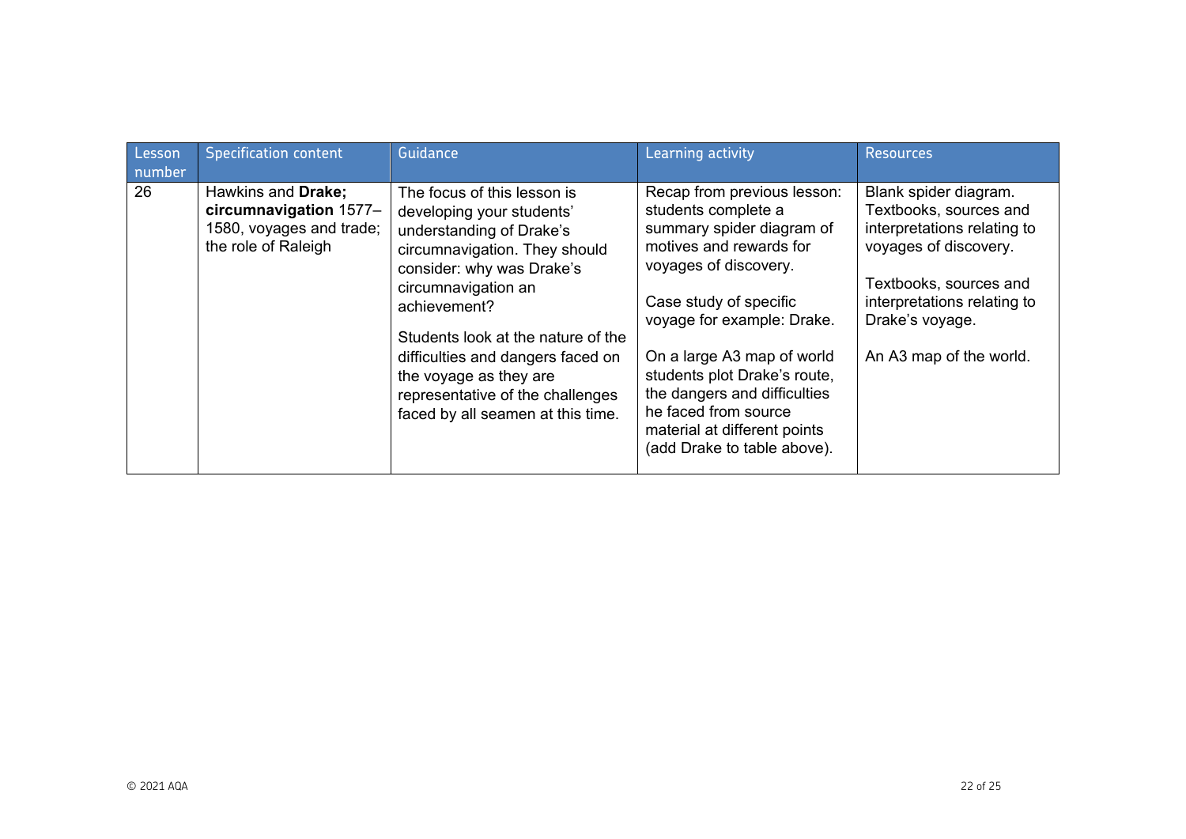| Lesson number | Specification content | Guidance | Learning activity | Resources |
|---|---|---|---|---|
| 26 | Hawkins and **Drake; circumnavigation** 1577–1580, voyages and trade; the role of Raleigh | The focus of this lesson is developing your students' understanding of Drake's circumnavigation. They should consider: why was Drake's circumnavigation an achievement?<br><br>Students look at the nature of the difficulties and dangers faced on the voyage as they are representative of the challenges faced by all seamen at this time. | Recap from previous lesson: students complete a summary spider diagram of motives and rewards for voyages of discovery.<br><br>Case study of specific voyage for example: Drake.<br><br>On a large A3 map of world students plot Drake's route, the dangers and difficulties he faced from source material at different points (add Drake to table above). | Blank spider diagram. Textbooks, sources and interpretations relating to voyages of discovery.<br><br>Textbooks, sources and interpretations relating to Drake's voyage.<br><br>An A3 map of the world. |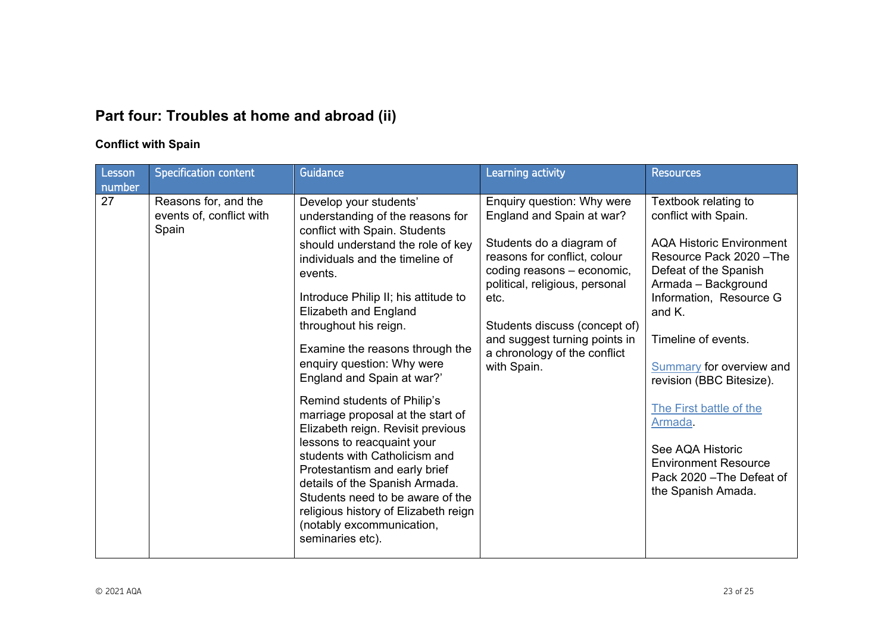## Part four: Troubles at home and abroad (ii)

### Conflict with Spain

| Lesson number | Specification content | Guidance | Learning activity | Resources |
|---|---|---|---|---|
| 27 | Reasons for, and the events of, conflict with Spain | Develop your students' understanding of the reasons for conflict with Spain. Students should understand the role of key individuals and the timeline of events.<br><br>Introduce Philip II; his attitude to Elizabeth and England throughout his reign.<br><br>Examine the reasons through the enquiry question: Why were England and Spain at war?'<br><br>Remind students of Philip's marriage proposal at the start of Elizabeth reign. Revisit previous lessons to reacquaint your students with Catholicism and Protestantism and early brief details of the Spanish Armada. Students need to be aware of the religious history of Elizabeth reign (notably excommunication, seminaries etc). | Enquiry question: Why were England and Spain at war?<br><br>Students do a diagram of reasons for conflict, colour coding reasons – economic, political, religious, personal etc.<br><br>Students discuss (concept of) and suggest turning points in a chronology of the conflict with Spain. | Textbook relating to conflict with Spain.<br><br>AQA Historic Environment Resource Pack 2020 –The Defeat of the Spanish Armada – Background Information, Resource G and K.<br><br>Timeline of events.<br><br>Summary for overview and revision (BBC Bitesize).<br><br>The First battle of the Armada.<br><br>See AQA Historic Environment Resource Pack 2020 –The Defeat of the Spanish Amada. |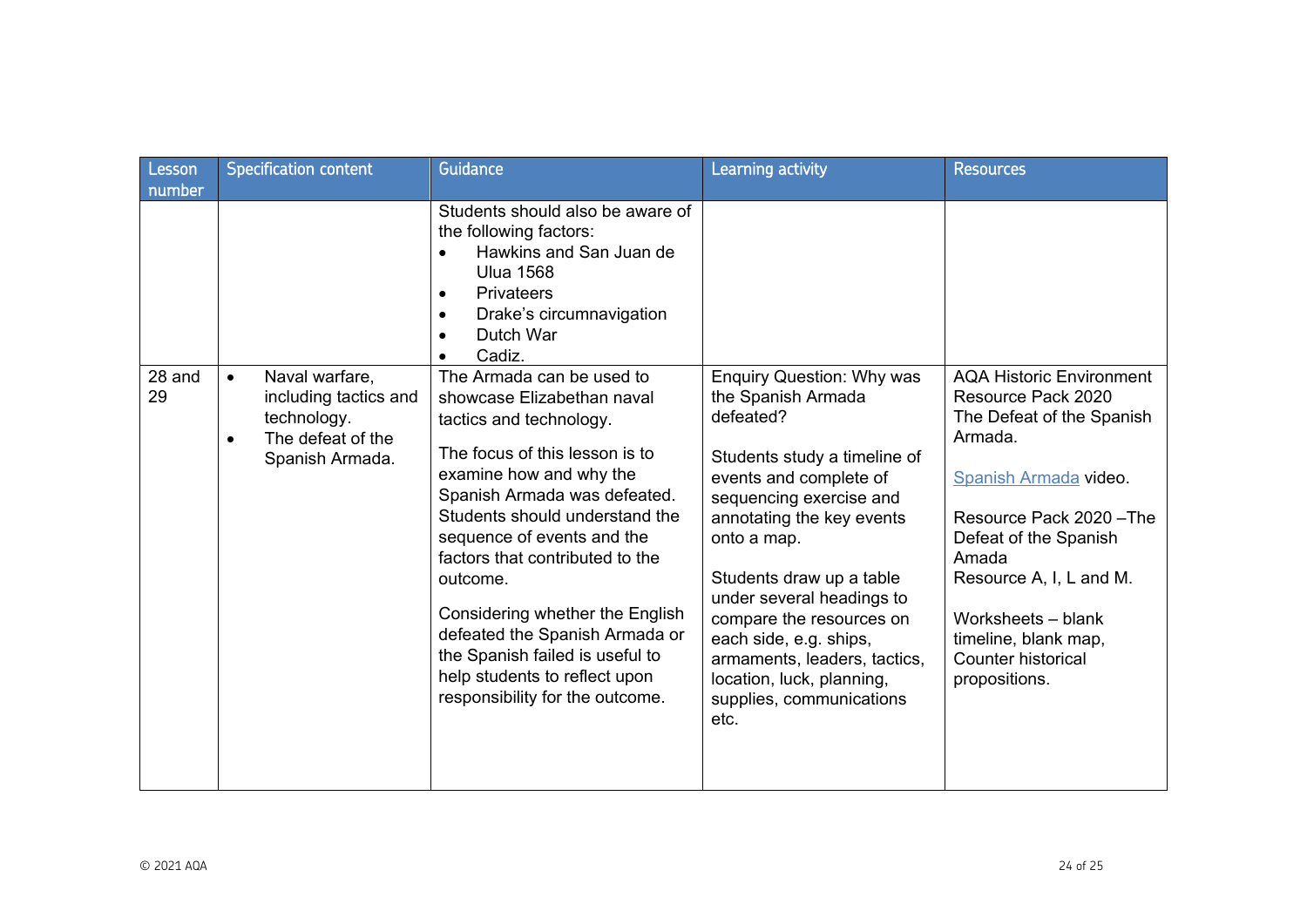| Lesson number | Specification content | Guidance | Learning activity | Resources |
|---|---|---|---|---|
| | | Students should also be aware of the following factors:<br>• Hawkins and San Juan de Ulua 1568<br>• Privateers<br>• Drake's circumnavigation<br>• Dutch War<br>• Cadiz. | | |
| 28 and 29 | • Naval warfare, including tactics and technology.<br>• The defeat of the Spanish Armada. | The Armada can be used to showcase Elizabethan naval tactics and technology.<br><br>The focus of this lesson is to examine how and why the Spanish Armada was defeated. Students should understand the sequence of events and the factors that contributed to the outcome.<br><br>Considering whether the English defeated the Spanish Armada or the Spanish failed is useful to help students to reflect upon responsibility for the outcome. | Enquiry Question: Why was the Spanish Armada defeated?<br><br>Students study a timeline of events and complete of sequencing exercise and annotating the key events onto a map.<br><br>Students draw up a table under several headings to compare the resources on each side, e.g. ships, armaments, leaders, tactics, location, luck, planning, supplies, communications etc. | AQA Historic Environment Resource Pack 2020 The Defeat of the Spanish Armada.<br><br>Spanish Armada video.<br><br>Resource Pack 2020 –The Defeat of the Spanish Amada Resource A, I, L and M.<br><br>Worksheets – blank timeline, blank map, Counter historical propositions. |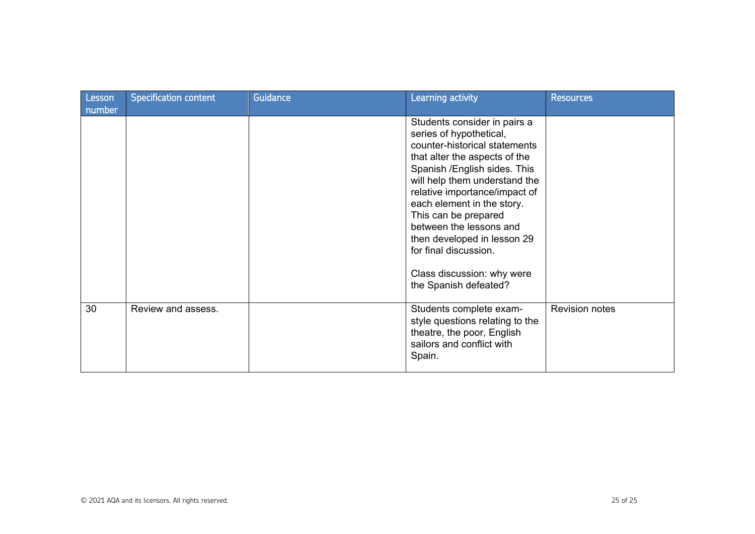| Lesson number | Specification content | Guidance | Learning activity | Resources |
| --- | --- | --- | --- | --- |
| | | | Students consider in pairs a series of hypothetical, counter-historical statements that alter the aspects of the Spanish /English sides. This will help them understand the relative importance/impact of each element in the story. This can be prepared between the lessons and then developed in lesson 29 for final discussion.<br><br>Class discussion: why were the Spanish defeated? | |
| 30 | Review and assess. | | Students complete exam-style questions relating to the theatre, the poor, English sailors and conflict with Spain. | Revision notes |

© 2021 AQA and its licensors. All rights reserved.